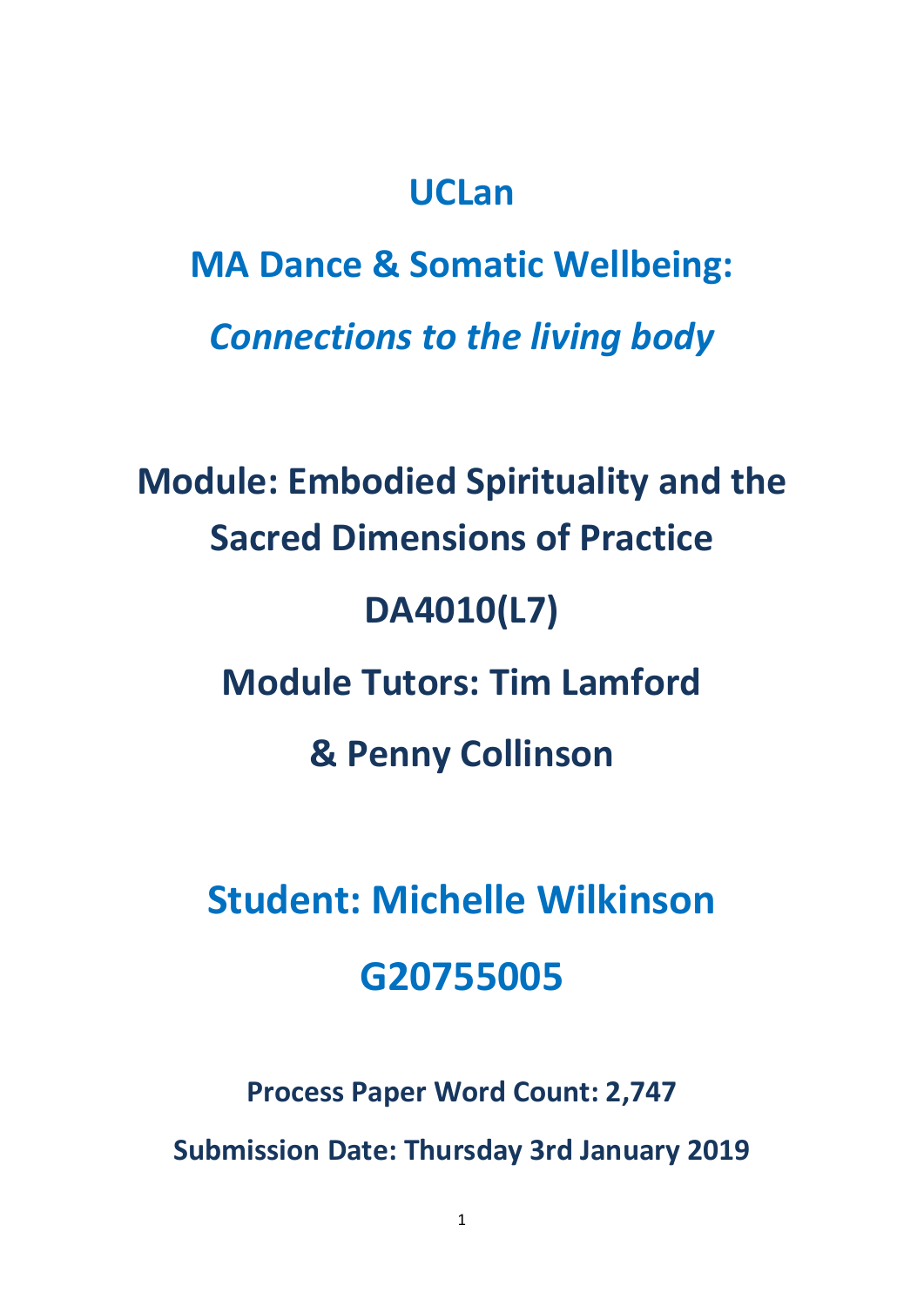# UCLan

# MA Dance & Somatic Wellbeing:

# *Connections to the living body*

## Module: Embodied Spirituality and the Sacred Dimensions of Practice

## DA4010(L7)

## Module Tutors: Tim Lamford

## & Penny Collinson

# Student: Michelle Wilkinson

# G20755005

**Process Paper Word Count: 2,747**

**Submission Date: Thursday 3rd January 2019**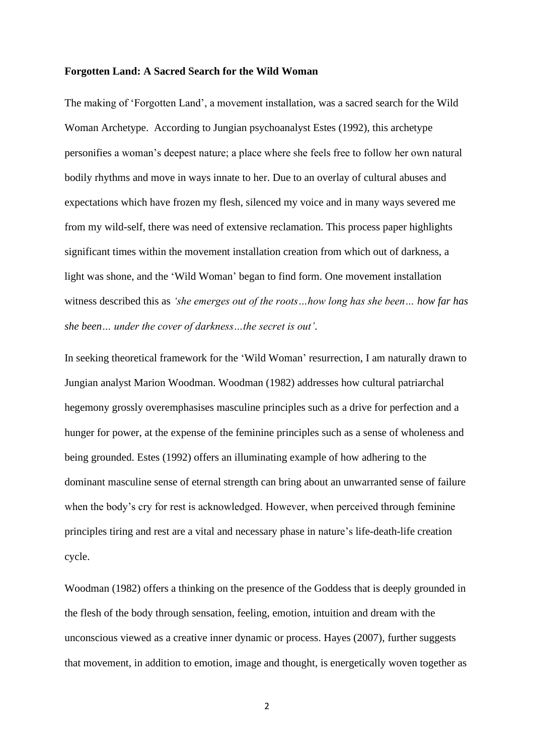**Forgotten Land: A Sacred Search for the Wild Woman**

The making of 'Forgotten Land', a movement installation, was a sacred search for the Wild Woman Archetype. According to Jungian psychoanalyst Estes (1992), this archetype personifies a woman's deepest nature; a place where she feels free to follow her own natural bodily rhythms and move in ways innate to her. Due to an overlay of cultural abuses and expectations which have frozen my flesh, silenced my voice and in many ways severed me from my wild-self, there was need of extensive reclamation. This process paper highlights significant times within the movement installation creation from which out of darkness, a light was shone, and the 'Wild Woman' began to find form. One movement installation witness described this as *'she emerges out of the roots…how long has she been… how far has she been… under the cover of darkness…the secret is out'.*

In seeking theoretical framework for the 'Wild Woman' resurrection, I am naturally drawn to Jungian analyst Marion Woodman. Woodman (1982) addresses how cultural patriarchal hegemony grossly overemphasises masculine principles such as a drive for perfection and a hunger for power, at the expense of the feminine principles such as a sense of wholeness and being grounded. Estes (1992) offers an illuminating example of how adhering to the dominant masculine sense of eternal strength can bring about an unwarranted sense of failure when the body's cry for rest is acknowledged. However, when perceived through feminine principles tiring and rest are a vital and necessary phase in nature's life-death-life creation cycle.

Woodman (1982) offers a thinking on the presence of the Goddess that is deeply grounded in the flesh of the body through sensation, feeling, emotion, intuition and dream with the unconscious viewed as a creative inner dynamic or process. Hayes (2007), further suggests that movement, in addition to emotion, image and thought, is energetically woven together as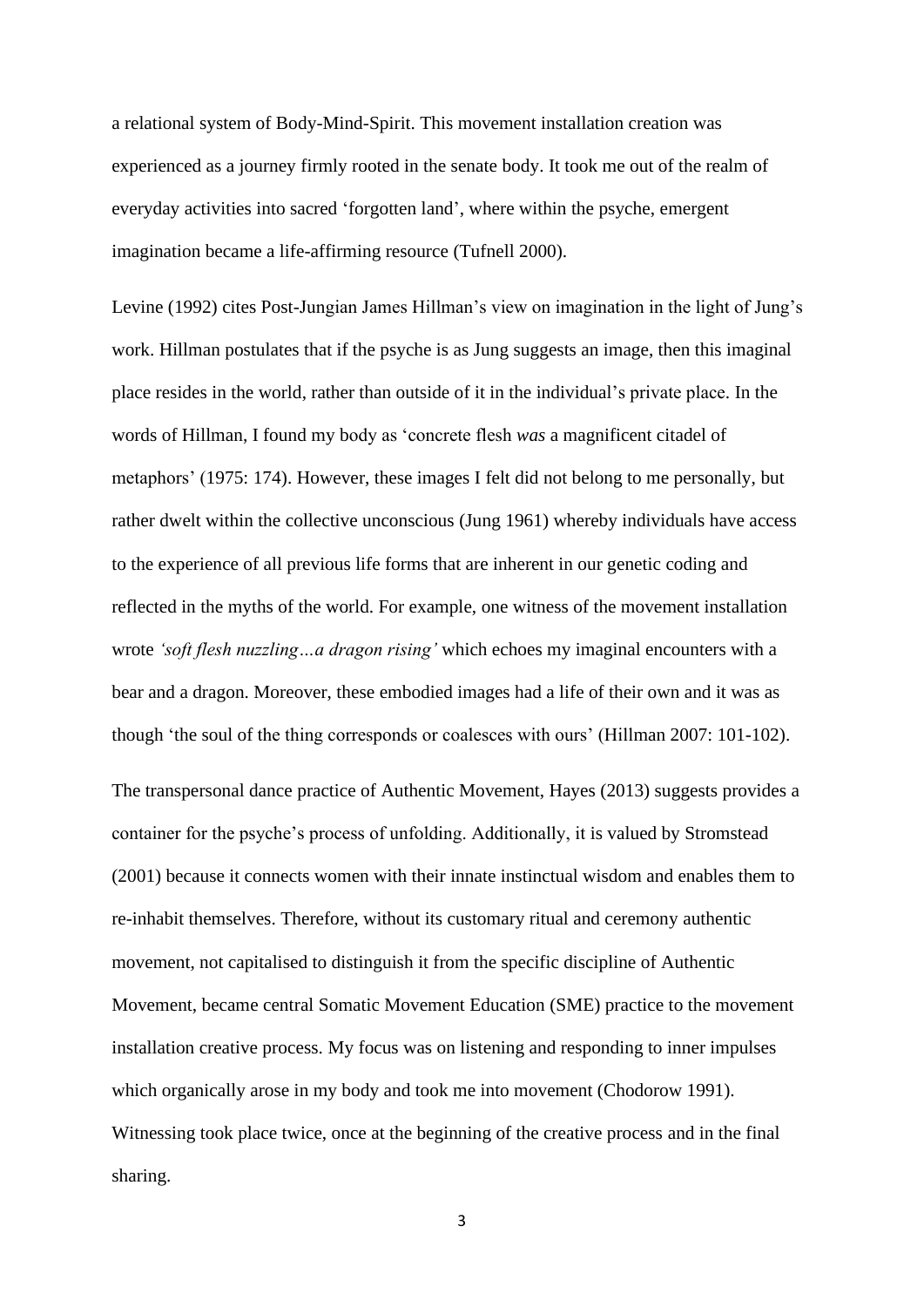a relational system of Body-Mind-Spirit. This movement installation creation was experienced as a journey firmly rooted in the senate body. It took me out of the realm of everyday activities into sacred 'forgotten land', where within the psyche, emergent imagination became a life-affirming resource (Tufnell 2000).

Levine (1992) cites Post-Jungian James Hillman's view on imagination in the light of Jung's work. Hillman postulates that if the psyche is as Jung suggests an image, then this imaginal place resides in the world, rather than outside of it in the individual's private place. In the words of Hillman, I found my body as 'concrete flesh *was* a magnificent citadel of metaphors' (1975: 174). However, these images I felt did not belong to me personally, but rather dwelt within the collective unconscious (Jung 1961) whereby individuals have access to the experience of all previous life forms that are inherent in our genetic coding and reflected in the myths of the world. For example, one witness of the movement installation wrote *'soft flesh nuzzling…a dragon rising'* which echoes my imaginal encounters with a bear and a dragon. Moreover, these embodied images had a life of their own and it was as though 'the soul of the thing corresponds or coalesces with ours' (Hillman 2007: 101-102).

The transpersonal dance practice of Authentic Movement, Hayes (2013) suggests provides a container for the psyche's process of unfolding. Additionally, it is valued by Stromstead (2001) because it connects women with their innate instinctual wisdom and enables them to re-inhabit themselves. Therefore, without its customary ritual and ceremony authentic movement, not capitalised to distinguish it from the specific discipline of Authentic Movement, became central Somatic Movement Education (SME) practice to the movement installation creative process. My focus was on listening and responding to inner impulses which organically arose in my body and took me into movement (Chodorow 1991). Witnessing took place twice, once at the beginning of the creative process and in the final sharing.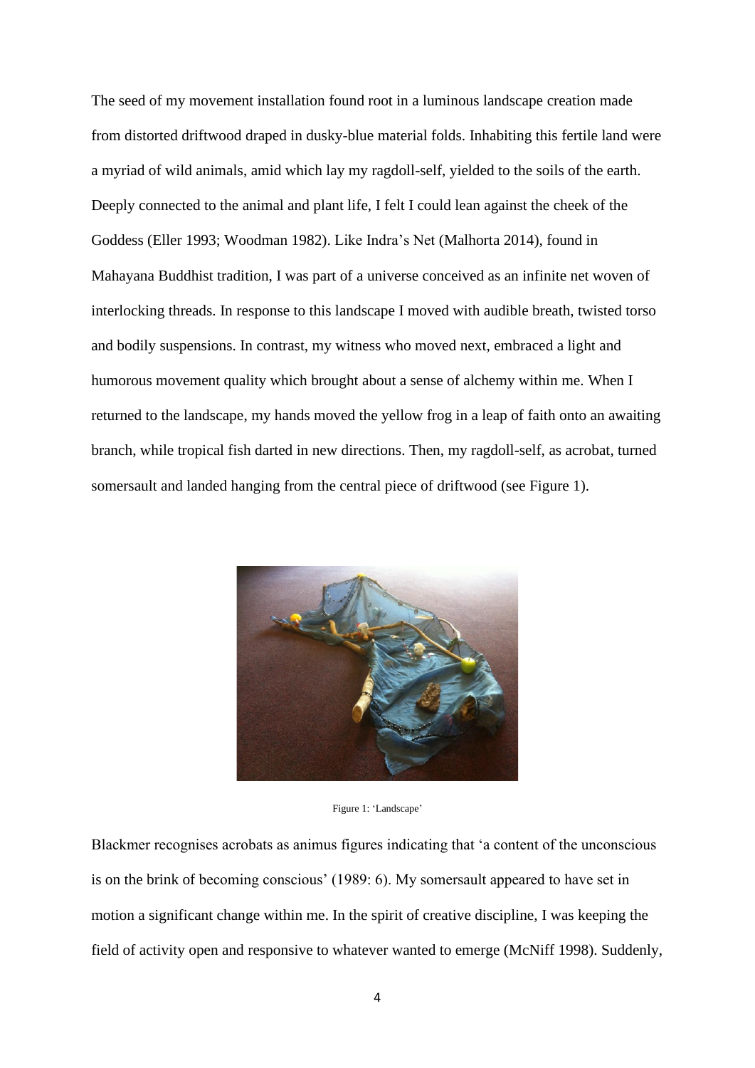The seed of my movement installation found root in a luminous landscape creation made from distorted driftwood draped in dusky-blue material folds. Inhabiting this fertile land were a myriad of wild animals, amid which lay my ragdoll-self, yielded to the soils of the earth. Deeply connected to the animal and plant life, I felt I could lean against the cheek of the Goddess (Eller 1993; Woodman 1982). Like Indra's Net (Malhorta 2014), found in Mahayana Buddhist tradition, I was part of a universe conceived as an infinite net woven of interlocking threads. In response to this landscape I moved with audible breath, twisted torso and bodily suspensions. In contrast, my witness who moved next, embraced a light and humorous movement quality which brought about a sense of alchemy within me. When I returned to the landscape, my hands moved the yellow frog in a leap of faith onto an awaiting branch, while tropical fish darted in new directions. Then, my ragdoll-self, as acrobat, turned somersault and landed hanging from the central piece of driftwood (see Figure 1).

Figure 1: 'Landscape'

Blackmer recognises acrobats as animus figures indicating that 'a content of the unconscious is on the brink of becoming conscious' (1989: 6). My somersault appeared to have set in motion a significant change within me. In the spirit of creative discipline, I was keeping the field of activity open and responsive to whatever wanted to emerge (McNiff 1998). Suddenly,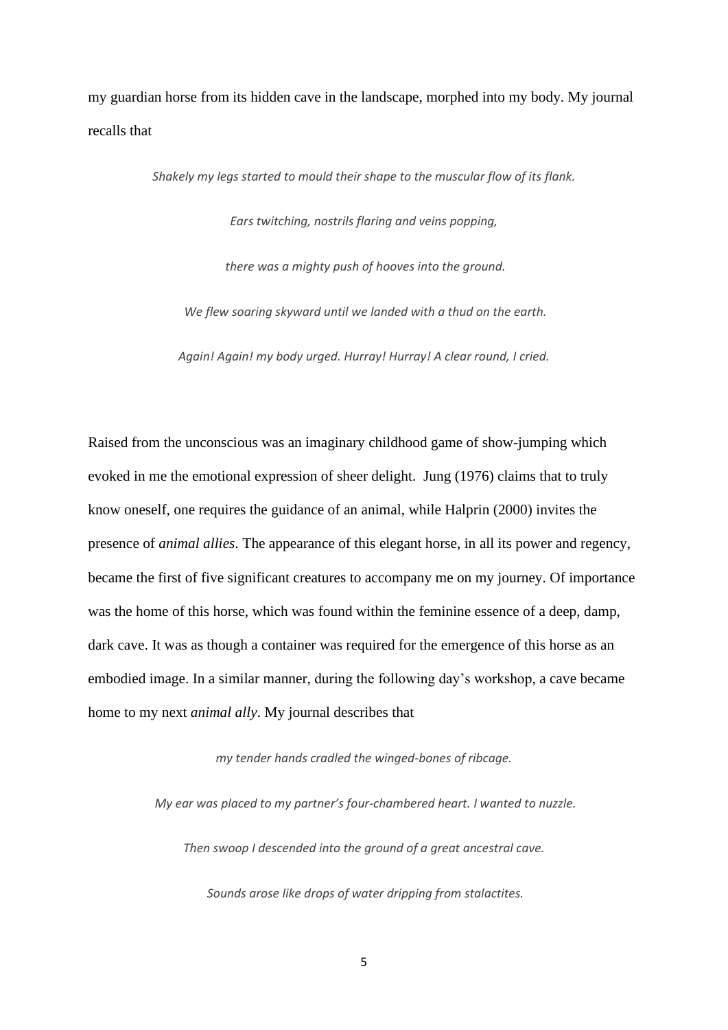my guardian horse from its hidden cave in the landscape, morphed into my body. My journal recalls that

> *Shakely my legs started to mould their shape to the muscular flow of its flank.*
>
> *Ears twitching, nostrils flaring and veins popping,*
>
> *there was a mighty push of hooves into the ground.*
>
> *We flew soaring skyward until we landed with a thud on the earth.*
>
> *Again! Again! my body urged. Hurray! Hurray! A clear round, I cried.*

Raised from the unconscious was an imaginary childhood game of show-jumping which evoked in me the emotional expression of sheer delight. Jung (1976) claims that to truly know oneself, one requires the guidance of an animal, while Halprin (2000) invites the presence of *animal allies*. The appearance of this elegant horse, in all its power and regency, became the first of five significant creatures to accompany me on my journey. Of importance was the home of this horse, which was found within the feminine essence of a deep, damp, dark cave. It was as though a container was required for the emergence of this horse as an embodied image. In a similar manner, during the following day's workshop, a cave became home to my next *animal ally*. My journal describes that

> *my tender hands cradled the winged-bones of ribcage.*
>
> *My ear was placed to my partner's four-chambered heart. I wanted to nuzzle.*
>
> *Then swoop I descended into the ground of a great ancestral cave.*
>
> *Sounds arose like drops of water dripping from stalactites.*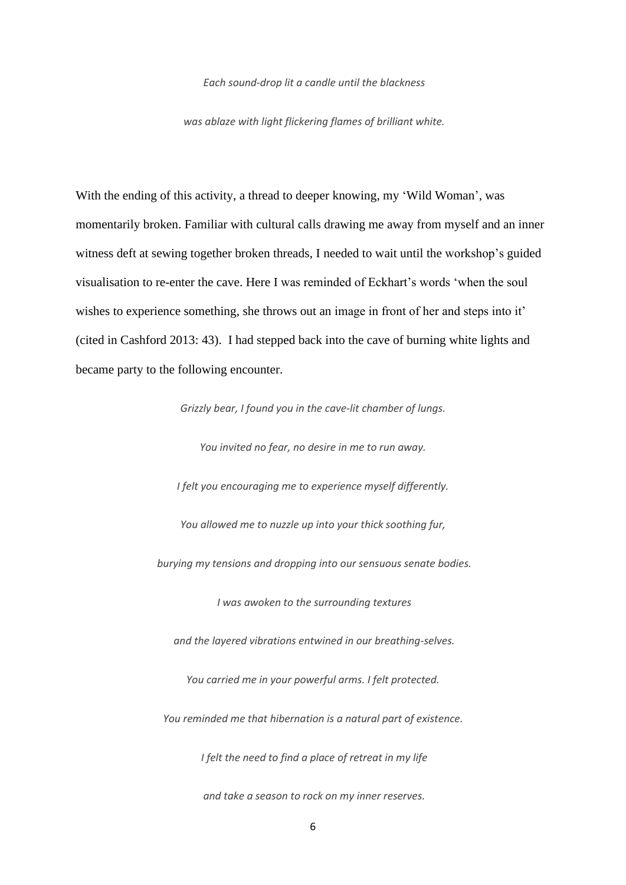*Each sound-drop lit a candle until the blackness*

*was ablaze with light flickering flames of brilliant white.*

With the ending of this activity, a thread to deeper knowing, my 'Wild Woman', was momentarily broken. Familiar with cultural calls drawing me away from myself and an inner witness deft at sewing together broken threads, I needed to wait until the workshop's guided visualisation to re-enter the cave. Here I was reminded of Eckhart's words 'when the soul wishes to experience something, she throws out an image in front of her and steps into it' (cited in Cashford 2013: 43). I had stepped back into the cave of burning white lights and became party to the following encounter.

*Grizzly bear, I found you in the cave-lit chamber of lungs.*

*You invited no fear, no desire in me to run away.*

*I felt you encouraging me to experience myself differently.*

*You allowed me to nuzzle up into your thick soothing fur,*

*burying my tensions and dropping into our sensuous senate bodies.*

*I was awoken to the surrounding textures*

*and the layered vibrations entwined in our breathing-selves.*

*You carried me in your powerful arms. I felt protected.*

*You reminded me that hibernation is a natural part of existence.*

*I felt the need to find a place of retreat in my life*

*and take a season to rock on my inner reserves.*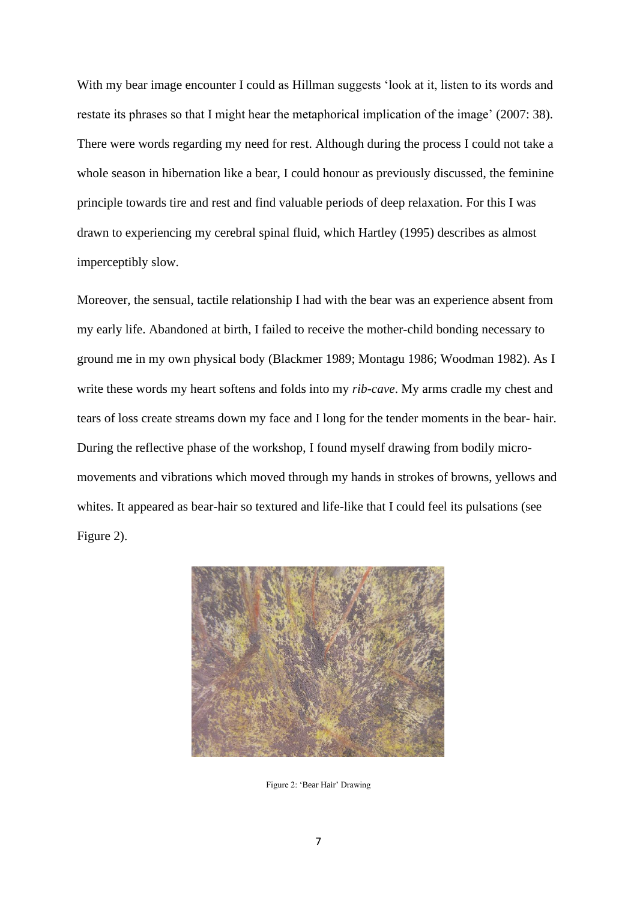With my bear image encounter I could as Hillman suggests 'look at it, listen to its words and restate its phrases so that I might hear the metaphorical implication of the image' (2007: 38). There were words regarding my need for rest. Although during the process I could not take a whole season in hibernation like a bear, I could honour as previously discussed, the feminine principle towards tire and rest and find valuable periods of deep relaxation. For this I was drawn to experiencing my cerebral spinal fluid, which Hartley (1995) describes as almost imperceptibly slow.

Moreover, the sensual, tactile relationship I had with the bear was an experience absent from my early life. Abandoned at birth, I failed to receive the mother-child bonding necessary to ground me in my own physical body (Blackmer 1989; Montagu 1986; Woodman 1982). As I write these words my heart softens and folds into my *rib-cave*. My arms cradle my chest and tears of loss create streams down my face and I long for the tender moments in the bear- hair. During the reflective phase of the workshop, I found myself drawing from bodily micro-movements and vibrations which moved through my hands in strokes of browns, yellows and whites. It appeared as bear-hair so textured and life-like that I could feel its pulsations (see Figure 2).

Figure 2: 'Bear Hair' Drawing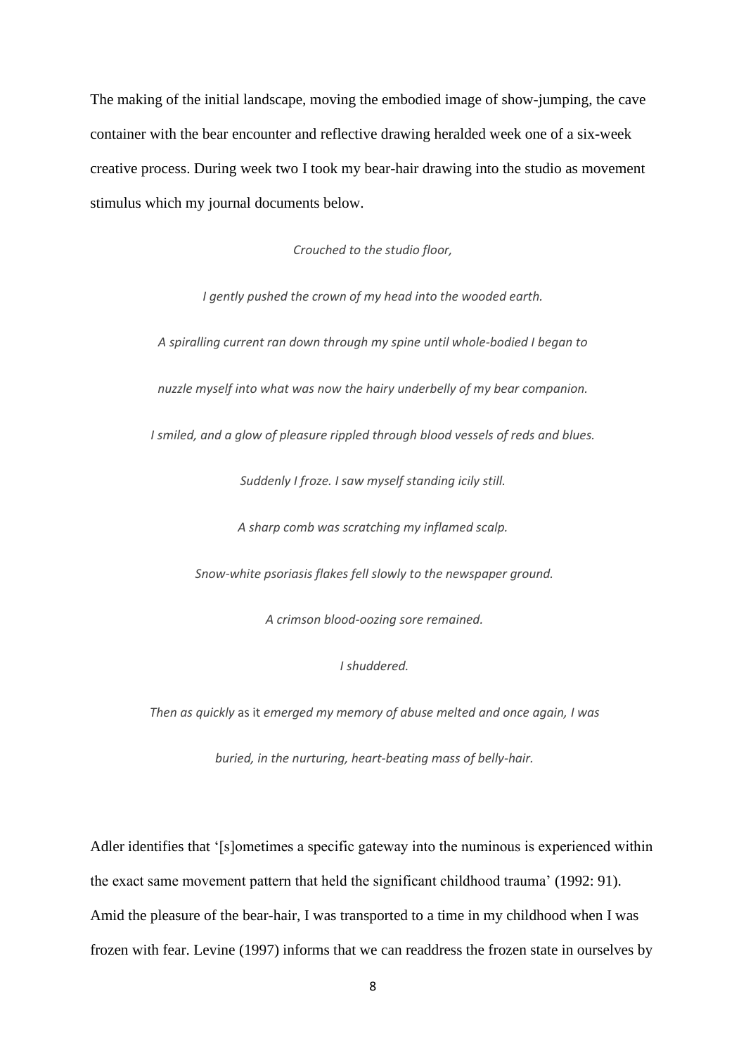The making of the initial landscape, moving the embodied image of show-jumping, the cave container with the bear encounter and reflective drawing heralded week one of a six-week creative process. During week two I took my bear-hair drawing into the studio as movement stimulus which my journal documents below.

*Crouched to the studio floor,*

*I gently pushed the crown of my head into the wooded earth.*

*A spiralling current ran down through my spine until whole-bodied I began to*

*nuzzle myself into what was now the hairy underbelly of my bear companion.*

*I smiled, and a glow of pleasure rippled through blood vessels of reds and blues.*

*Suddenly I froze. I saw myself standing icily still.*

*A sharp comb was scratching my inflamed scalp.*

*Snow-white psoriasis flakes fell slowly to the newspaper ground.*

*A crimson blood-oozing sore remained.*

*I shuddered.*

*Then as quickly* as it *emerged my memory of abuse melted and once again, I was*

*buried, in the nurturing, heart-beating mass of belly-hair.*

Adler identifies that '[s]ometimes a specific gateway into the numinous is experienced within the exact same movement pattern that held the significant childhood trauma' (1992: 91). Amid the pleasure of the bear-hair, I was transported to a time in my childhood when I was frozen with fear. Levine (1997) informs that we can readdress the frozen state in ourselves by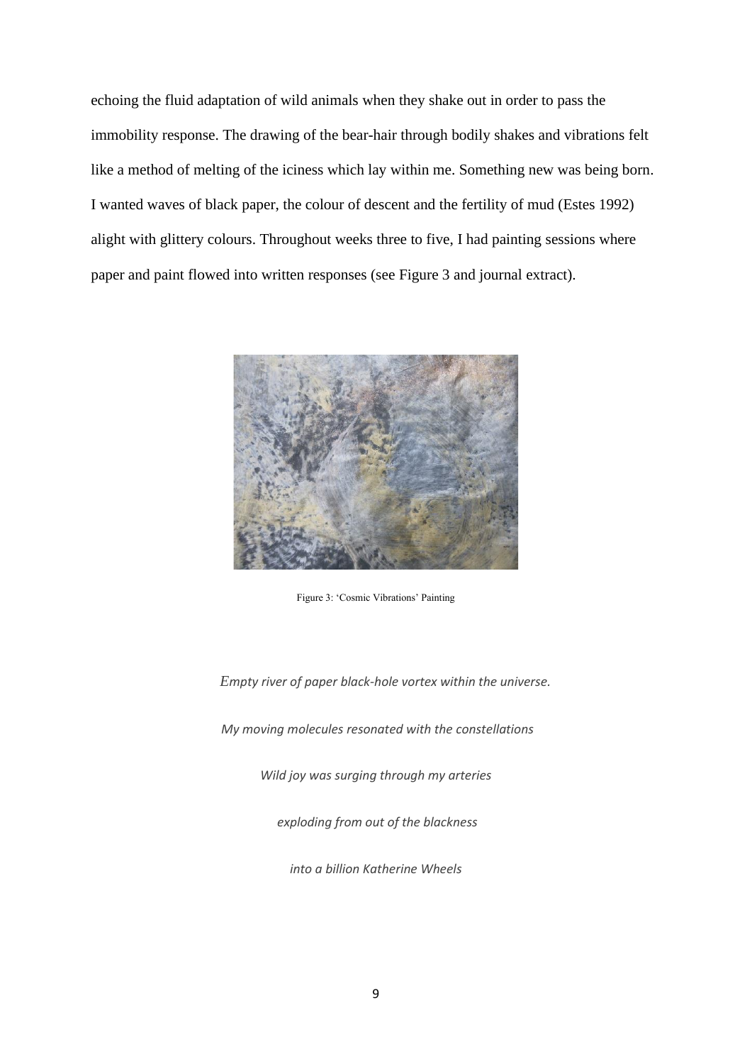echoing the fluid adaptation of wild animals when they shake out in order to pass the immobility response. The drawing of the bear-hair through bodily shakes and vibrations felt like a method of melting of the iciness which lay within me. Something new was being born. I wanted waves of black paper, the colour of descent and the fertility of mud (Estes 1992) alight with glittery colours. Throughout weeks three to five, I had painting sessions where paper and paint flowed into written responses (see Figure 3 and journal extract).

Figure 3: 'Cosmic Vibrations' Painting

*Empty river of paper black-hole vortex within the universe.*

*My moving molecules resonated with the constellations*

*Wild joy was surging through my arteries*

*exploding from out of the blackness*

*into a billion Katherine Wheels*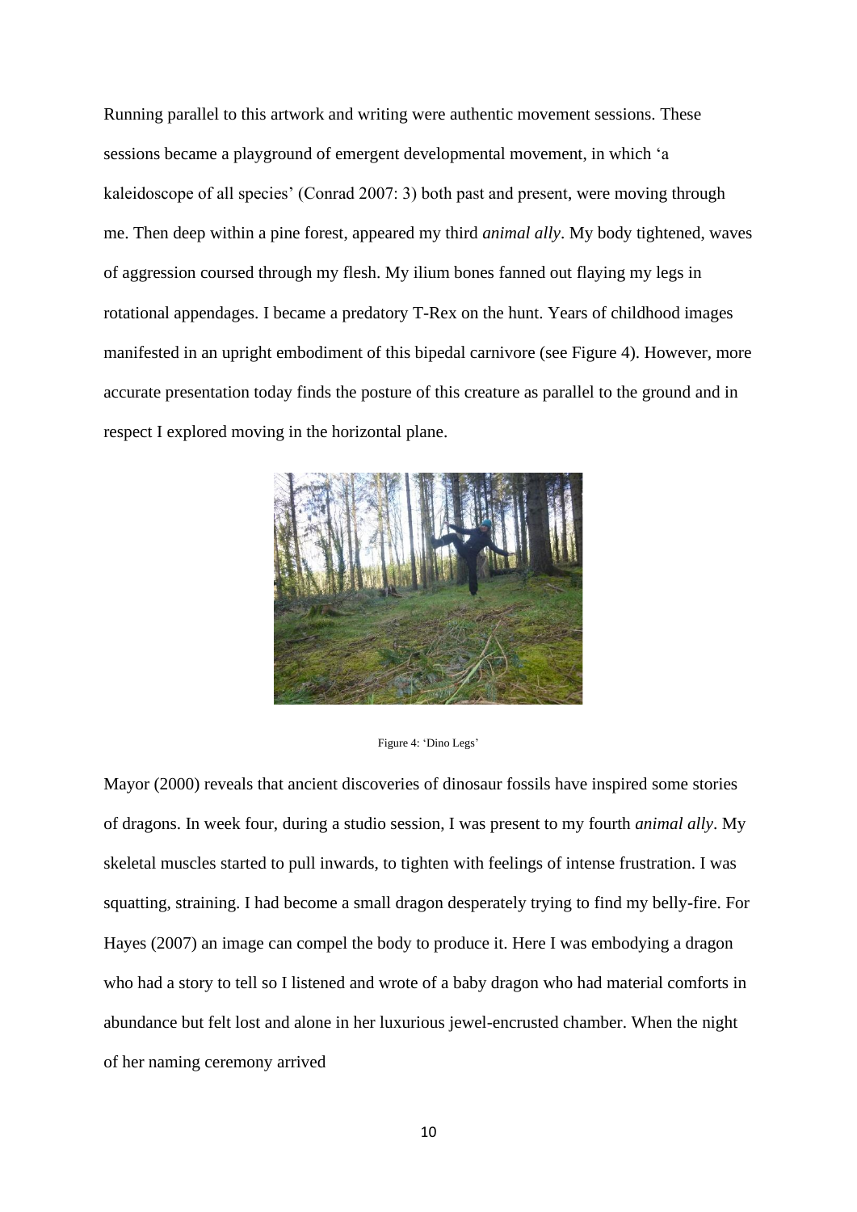Running parallel to this artwork and writing were authentic movement sessions. These sessions became a playground of emergent developmental movement, in which 'a kaleidoscope of all species' (Conrad 2007: 3) both past and present, were moving through me. Then deep within a pine forest, appeared my third *animal ally*. My body tightened, waves of aggression coursed through my flesh. My ilium bones fanned out flaying my legs in rotational appendages. I became a predatory T-Rex on the hunt. Years of childhood images manifested in an upright embodiment of this bipedal carnivore (see Figure 4). However, more accurate presentation today finds the posture of this creature as parallel to the ground and in respect I explored moving in the horizontal plane.

Figure 4: 'Dino Legs'

Mayor (2000) reveals that ancient discoveries of dinosaur fossils have inspired some stories of dragons. In week four, during a studio session, I was present to my fourth *animal ally*. My skeletal muscles started to pull inwards, to tighten with feelings of intense frustration. I was squatting, straining. I had become a small dragon desperately trying to find my belly-fire. For Hayes (2007) an image can compel the body to produce it. Here I was embodying a dragon who had a story to tell so I listened and wrote of a baby dragon who had material comforts in abundance but felt lost and alone in her luxurious jewel-encrusted chamber. When the night of her naming ceremony arrived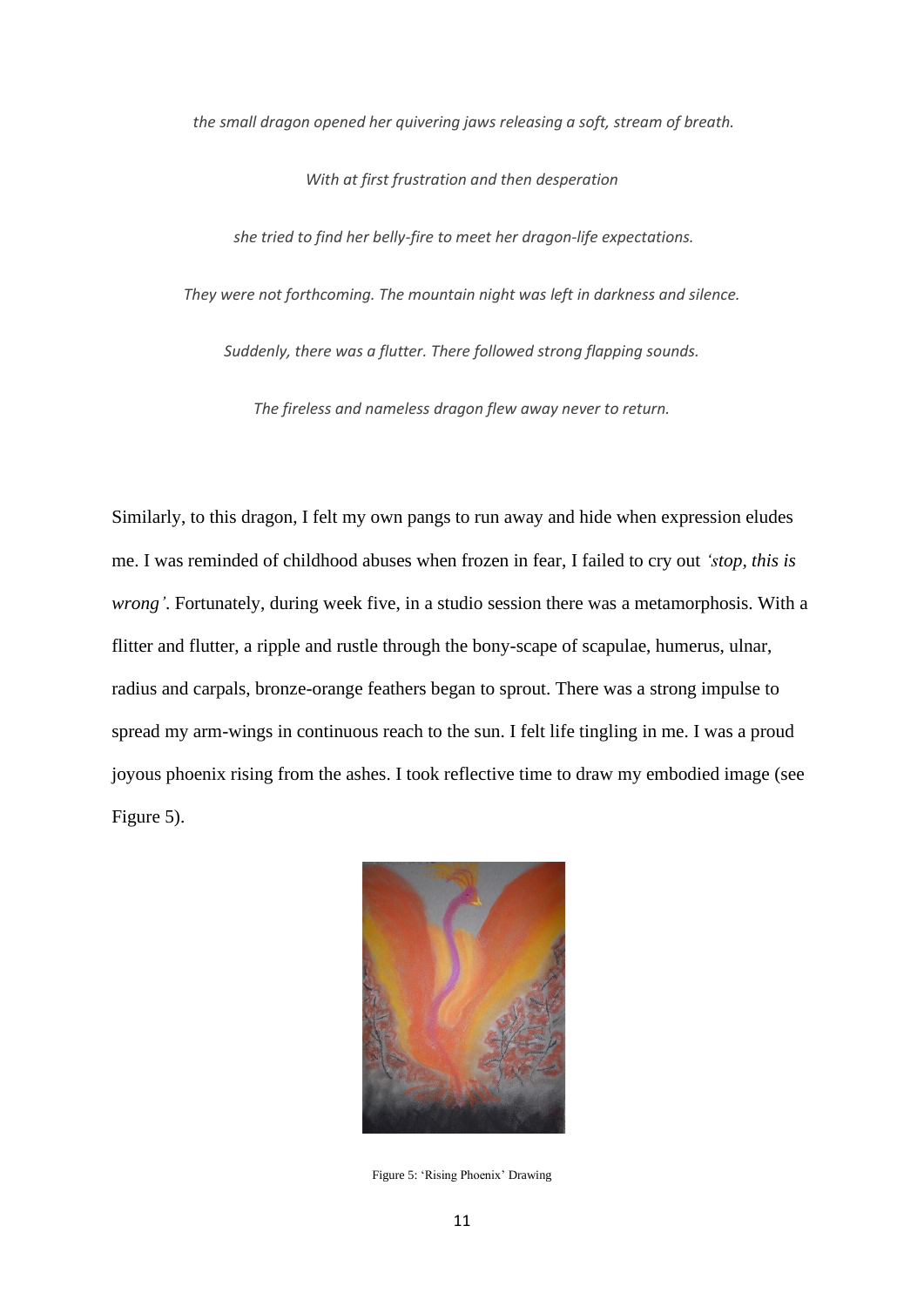*the small dragon opened her quivering jaws releasing a soft, stream of breath.*

*With at first frustration and then desperation*

*she tried to find her belly-fire to meet her dragon-life expectations.*

*They were not forthcoming. The mountain night was left in darkness and silence.*

*Suddenly, there was a flutter. There followed strong flapping sounds.*

*The fireless and nameless dragon flew away never to return.*

Similarly, to this dragon, I felt my own pangs to run away and hide when expression eludes me. I was reminded of childhood abuses when frozen in fear, I failed to cry out *'stop, this is wrong'*. Fortunately, during week five, in a studio session there was a metamorphosis. With a flitter and flutter, a ripple and rustle through the bony-scape of scapulae, humerus, ulnar, radius and carpals, bronze-orange feathers began to sprout. There was a strong impulse to spread my arm-wings in continuous reach to the sun. I felt life tingling in me. I was a proud joyous phoenix rising from the ashes. I took reflective time to draw my embodied image (see Figure 5).

Figure 5: 'Rising Phoenix' Drawing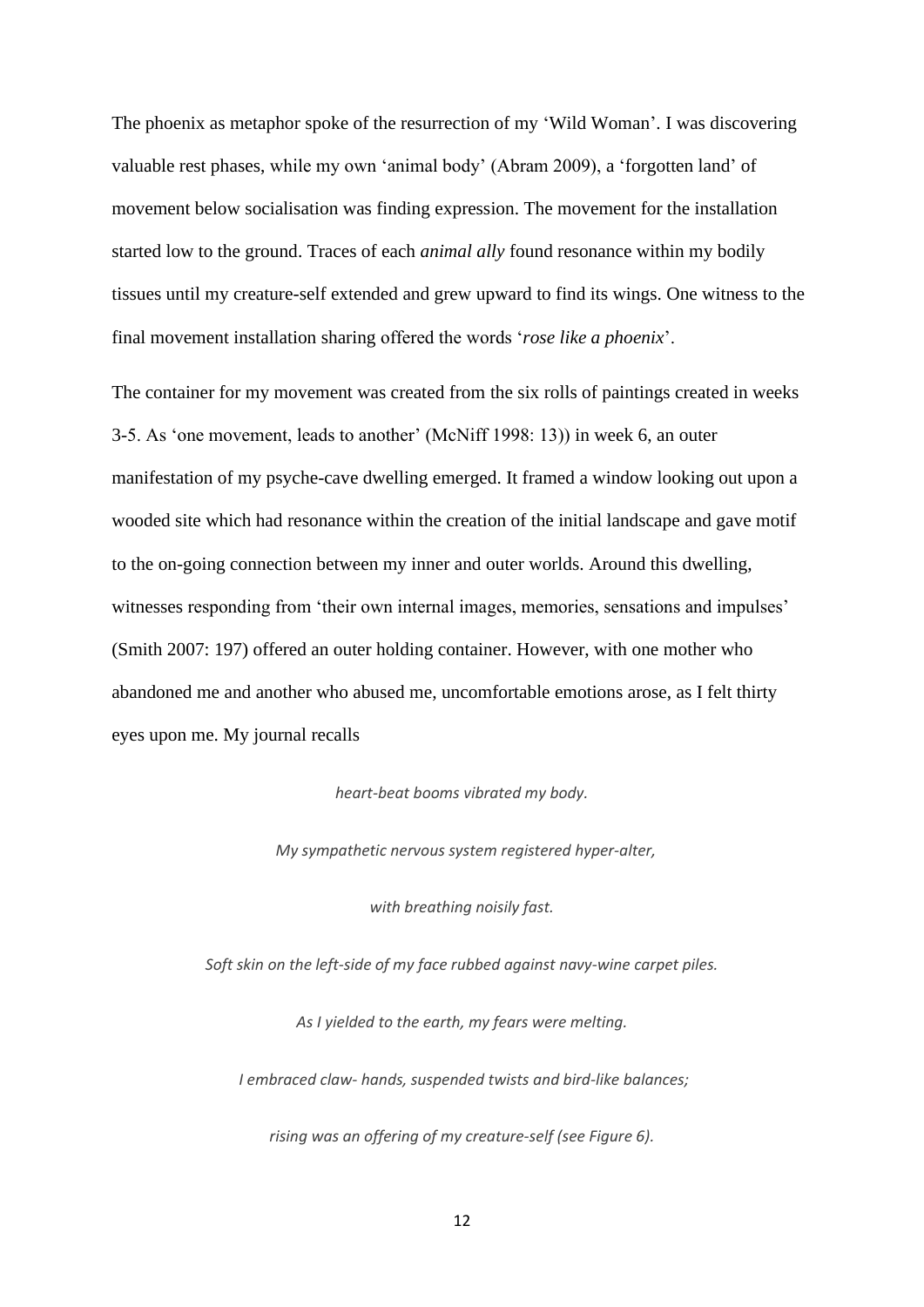The phoenix as metaphor spoke of the resurrection of my 'Wild Woman'. I was discovering valuable rest phases, while my own 'animal body' (Abram 2009), a 'forgotten land' of movement below socialisation was finding expression. The movement for the installation started low to the ground. Traces of each *animal ally* found resonance within my bodily tissues until my creature-self extended and grew upward to find its wings. One witness to the final movement installation sharing offered the words '*rose like a phoenix*'.

The container for my movement was created from the six rolls of paintings created in weeks 3-5. As 'one movement, leads to another' (McNiff 1998: 13)) in week 6, an outer manifestation of my psyche-cave dwelling emerged. It framed a window looking out upon a wooded site which had resonance within the creation of the initial landscape and gave motif to the on-going connection between my inner and outer worlds. Around this dwelling, witnesses responding from 'their own internal images, memories, sensations and impulses' (Smith 2007: 197) offered an outer holding container. However, with one mother who abandoned me and another who abused me, uncomfortable emotions arose, as I felt thirty eyes upon me. My journal recalls

*heart-beat booms vibrated my body.*

*My sympathetic nervous system registered hyper-alter,*

*with breathing noisily fast.*

*Soft skin on the left-side of my face rubbed against navy-wine carpet piles.*

*As I yielded to the earth, my fears were melting.*

*I embraced claw- hands, suspended twists and bird-like balances;*

*rising was an offering of my creature-self (see Figure 6).*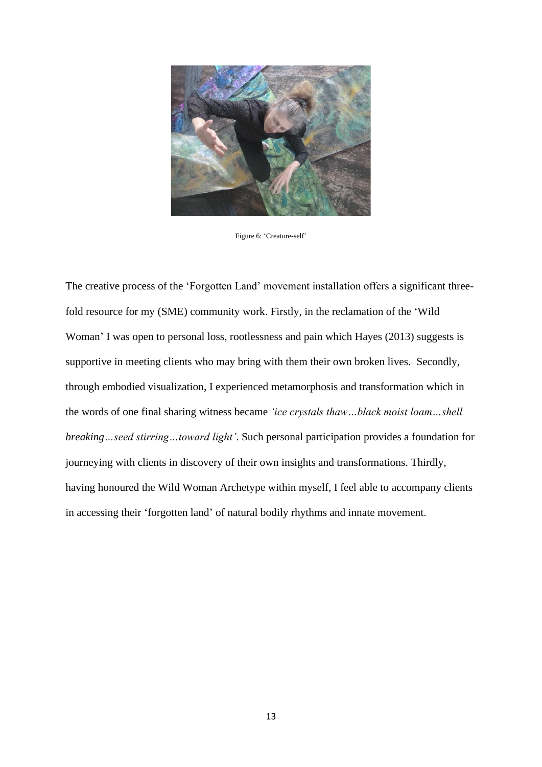Figure 6: 'Creature-self'

The creative process of the 'Forgotten Land' movement installation offers a significant three-fold resource for my (SME) community work. Firstly, in the reclamation of the 'Wild Woman' I was open to personal loss, rootlessness and pain which Hayes (2013) suggests is supportive in meeting clients who may bring with them their own broken lives. Secondly, through embodied visualization, I experienced metamorphosis and transformation which in the words of one final sharing witness became *'ice crystals thaw…black moist loam…shell breaking…seed stirring…toward light'*. Such personal participation provides a foundation for journeying with clients in discovery of their own insights and transformations. Thirdly, having honoured the Wild Woman Archetype within myself, I feel able to accompany clients in accessing their 'forgotten land' of natural bodily rhythms and innate movement.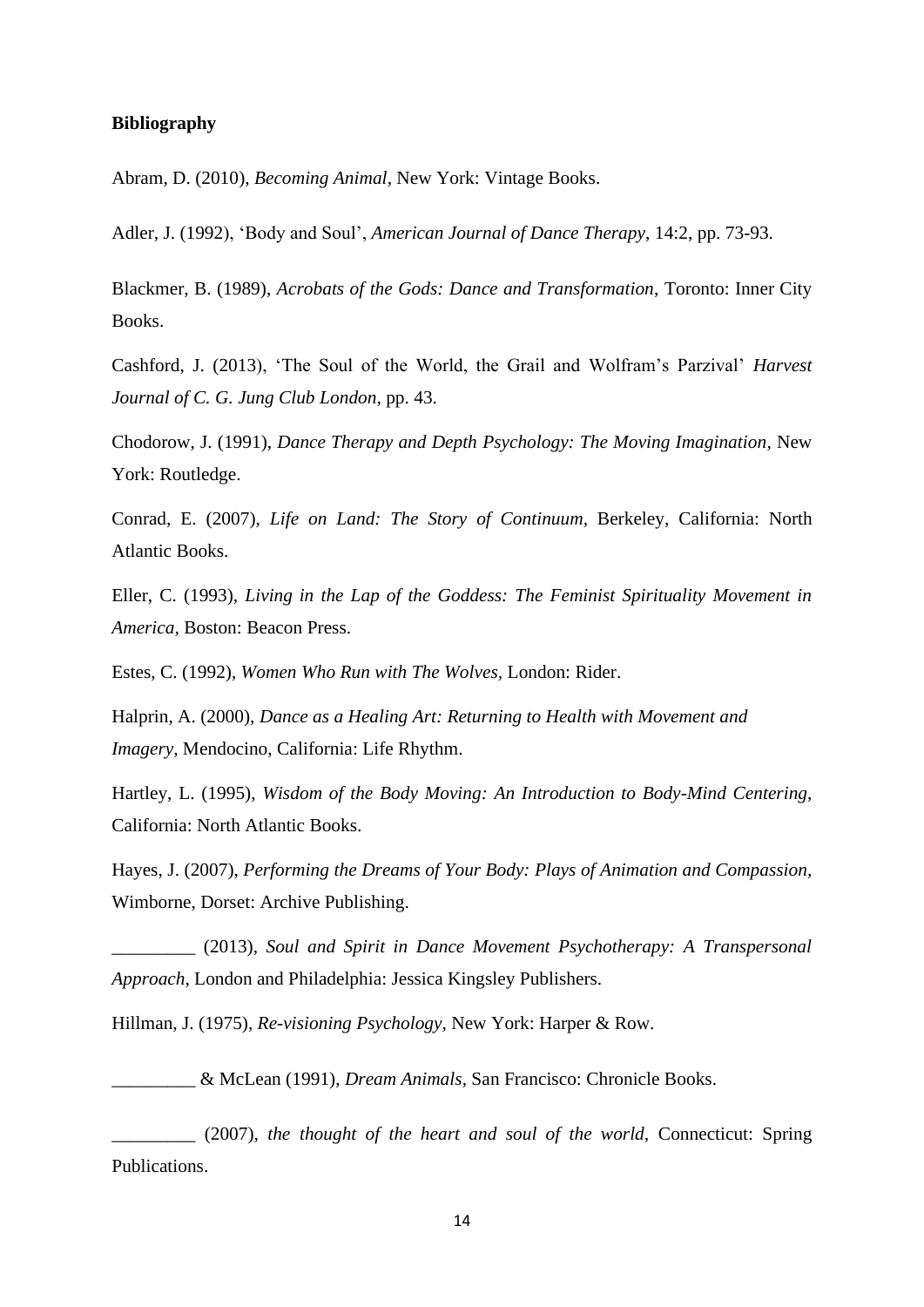**Bibliography**

Abram, D. (2010), *Becoming Animal*, New York: Vintage Books.

Adler, J. (1992), 'Body and Soul', *American Journal of Dance Therapy*, 14:2, pp. 73-93.

Blackmer, B. (1989), *Acrobats of the Gods: Dance and Transformation*, Toronto: Inner City Books.

Cashford, J. (2013), 'The Soul of the World, the Grail and Wolfram's Parzival' *Harvest Journal of C. G. Jung Club London,* pp. 43.

Chodorow, J. (1991), *Dance Therapy and Depth Psychology: The Moving Imagination*, New York: Routledge.

Conrad, E. (2007), *Life on Land: The Story of Continuum*, Berkeley, California: North Atlantic Books.

Eller, C. (1993), *Living in the Lap of the Goddess: The Feminist Spirituality Movement in America,* Boston: Beacon Press.

Estes, C. (1992), *Women Who Run with The Wolves*, London: Rider.

Halprin, A. (2000), *Dance as a Healing Art: Returning to Health with Movement and Imagery*, Mendocino, California: Life Rhythm.

Hartley, L. (1995), *Wisdom of the Body Moving: An Introduction to Body-Mind Centering*, California: North Atlantic Books.

Hayes, J. (2007), *Performing the Dreams of Your Body: Plays of Animation and Compassion,* Wimborne, Dorset: Archive Publishing.

_________ (2013), *Soul and Spirit in Dance Movement Psychotherapy: A Transpersonal Approach*, London and Philadelphia: Jessica Kingsley Publishers.

Hillman, J. (1975), *Re-visioning Psychology*, New York: Harper & Row.

_________ & McLean (1991), *Dream Animals,* San Francisco: Chronicle Books.

_________ (2007), *the thought of the heart and soul of the world,* Connecticut: Spring Publications.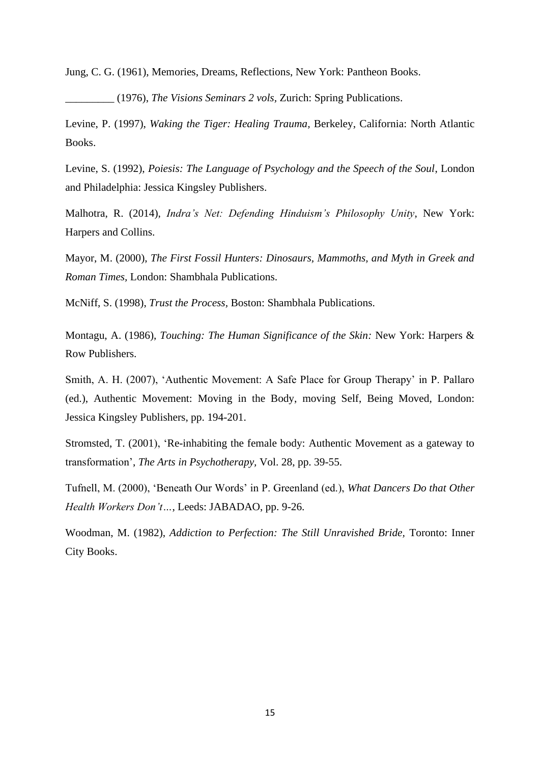Jung, C. G. (1961), Memories, Dreams, Reflections, New York: Pantheon Books.

_________ (1976), *The Visions Seminars 2 vols,* Zurich: Spring Publications.

Levine, P. (1997), *Waking the Tiger: Healing Trauma*, Berkeley, California: North Atlantic Books.

Levine, S. (1992), *Poiesis: The Language of Psychology and the Speech of the Soul*, London and Philadelphia: Jessica Kingsley Publishers.

Malhotra, R. (2014), *Indra's Net: Defending Hinduism's Philosophy Unity*, New York: Harpers and Collins.

Mayor, M. (2000), *The First Fossil Hunters: Dinosaurs, Mammoths, and Myth in Greek and Roman Times*, London: Shambhala Publications.

McNiff, S. (1998), *Trust the Process*, Boston: Shambhala Publications.

Montagu, A. (1986), *Touching: The Human Significance of the Skin:* New York: Harpers & Row Publishers.

Smith, A. H. (2007), 'Authentic Movement: A Safe Place for Group Therapy' in P. Pallaro (ed.), Authentic Movement: Moving in the Body, moving Self, Being Moved, London: Jessica Kingsley Publishers, pp. 194-201.

Stromsted, T. (2001), 'Re-inhabiting the female body: Authentic Movement as a gateway to transformation', *The Arts in Psychotherapy,* Vol. 28, pp. 39-55.

Tufnell, M. (2000), 'Beneath Our Words' in P. Greenland (ed.), *What Dancers Do that Other Health Workers Don't…*, Leeds: JABADAO, pp. 9-26.

Woodman, M. (1982), *Addiction to Perfection: The Still Unravished Bride,* Toronto: Inner City Books.